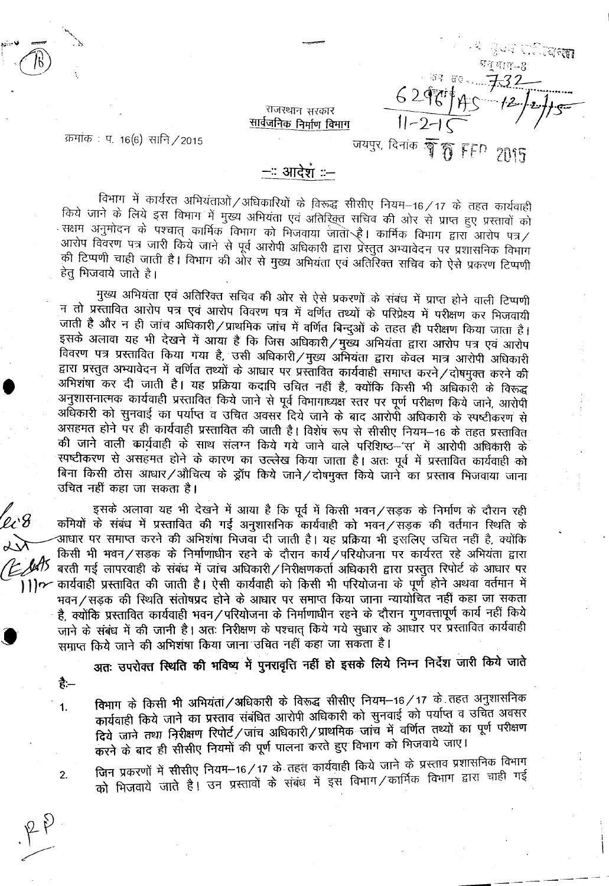राजस्थान सरकार
**सार्वजनिक निर्माण विभाग**

क्रमांक : प. 16(6) सानि/2015

जयपुर, दिनांक 10 FEB 2015

## –:: आदेश ::–

विभाग में कार्यरत अभियंताओं/अधिकारियों के विरूद्ध सीसीए नियम–16/17 के तहत कार्यवाही किये जाने के लिये इस विभाग में मुख्य अभियंता एवं अतिरिक्त सचिव की ओर से प्राप्त हुए प्रस्तावों को सक्षम अनुमोदन के पश्चात् कार्मिक विभाग को भिजवाया जाता है। कार्मिक विभाग द्वारा आरोप पत्र/आरोप विवरण पत्र जारी किये जाने से पूर्व आरोपी अधिकारी द्वारा प्रेस्तुत अभ्यावेदन पर प्रशासनिक विभाग की टिप्पणी चाही जाती है। विभाग की ओर से मुख्य अभियंता एवं अतिरिक्त सचिव को ऐसे प्रकरण टिप्पणी हेतु भिजवाये जाते है।

मुख्य अभियंता एवं अतिरिक्त सचिव की ओर से ऐसे प्रकरणों के संबंध में प्राप्त होने वाली टिप्पणी न तो प्रस्तावित आरोप पत्र एवं आरोप विवरण पत्र में वर्णित तथ्यों के परिप्रेक्ष्य में परीक्षण कर भिजवायी जाती है और न ही जांच अधिकारी/प्राथमिक जांच में वर्णित बिन्दुओं के तहत ही परीक्षण किया जाता है। इसके अलावा यह भी देखने में आया है कि जिस अधिकारी/मुख्य अभियंता द्वारा आरोप पत्र एवं आरोप विवरण पत्र प्रस्तावित किया गया है, उसी अधिकारी/मुख्य अभियंता द्वारा केवल मात्र आरोपी अधिकारी द्वारा प्रस्तुत अभ्यावेदन में वर्णित तथ्यों के आधार पर प्रस्तावित कार्यवाही समाप्त करने/दोषमुक्त करने की अभिशंषा कर दी जाती है। यह प्रक्रिया कदापि उचित नहीं है, क्योंकि किसी भी अधिकारी के विरूद्ध अनुशासनात्मक कार्यवाही प्रस्तावित किये जाने से पूर्व विभागाध्यक्ष स्तर पर पूर्ण परीक्षण किये जाने, आरोपी अधिकारी को सुनवाई का पर्याप्त व उचित अवसर दिये जाने के बाद आरोपी अधिकारी के स्पष्टीकरण से असहमत होने पर ही कार्यवाही प्रस्तावित की जाती है। विशेष रूप से सीसीए नियम–16 के तहत प्रस्तावित की जाने वाली कार्यवाही के साथ संलग्न किये गये जाने वाले परिशिष्ठ–'स' में आरोपी अधिकारी के स्पष्टीकरण से असहमत होने के कारण का उल्लेख किया जाता है। अतः पूर्व में प्रस्तावित कार्यवाही को बिना किसी ठोस आधार/औचित्य के ड्रॉप किये जाने/दोषमुक्त किये जाने का प्रस्ताव भिजवाया जाना उचित नहीं कहा जा सकता है।

इसके अलावा यह भी देखने में आया है कि पूर्व में किसी भवन/सड़क के निर्माण के दौरान रही कमियों के संबंध में प्रस्तावित की गई अनुशासनिक कार्यवाही को भवन/सड़क की वर्तमान स्थिति के आधार पर समाप्त करने की अभिशंषा भिजवा दी जाती है। यह प्रक्रिया भी इसलिए उचित नहीं है, क्योंकि किसी भी भवन/सड़क के निर्माणाधीन रहने के दौरान कार्य/परियोजना पर कार्यरत रहे अभियंता द्वारा बरती गई लापरवाही के संबंध में जांच अधिकारी/निरीक्षणकर्ता अधिकारी द्वारा प्रस्तुत रिपोर्ट के आधार पर कार्यवाही प्रस्तावित की जाती है। ऐसी कार्यवाही को किसी भी परियोजना के पूर्ण होने अथवा वर्तमान में भवन/सड़क की स्थिति संतोषप्रद होने के आधार पर समाप्त किया जाना न्यायोचित नहीं कहा जा सकता है, क्योंकि प्रस्तावित कार्यवाही भवन/परियोजना के निर्माणाधीन रहने के दौरान गुणवत्तापूर्ण कार्य नहीं किये जाने के संबंध में की जानी है। अतः निरीक्षण के पश्चात् किये गये सुधार के आधार पर प्रस्तावित कार्यवाही समाप्त किये जाने की अभिशंषा किया जाना उचित नहीं कहा जा सकता है।

**अतः उपरोक्त स्थिति की भविष्य में पुनरावृत्ति नहीं हो इसके लिये निम्न निर्देश जारी किये जाते है:–**

1. **विभाग के किसी भी अभियंता/अधिकारी के विरूद्ध सीसीए नियम–16/17 के तहत अनुशासनिक कार्यवाही किये जाने का प्रस्ताव संबंधित आरोपी अधिकारी को सुनवाई को पर्याप्त व उचित अवसर दिये जाने तथा निरीक्षण रिपोर्ट/जांच अधिकारी/प्राथमिक जांच में वर्णित तथ्यों का पूर्ण परीक्षण करने के बाद ही सीसीए नियमों की पूर्ण पालना करते हुए विभाग को भिजवाये जाए।**
2. **जिन प्रकरणों में सीसीए नियम–16/17 के तहत कार्यवाही किये जाने के प्रस्ताव प्रशासनिक विभाग को भिजवाये जाते है। उन प्रस्तावों के संबंध में इस विभाग/कार्मिक विभाग द्वारा चाही गई**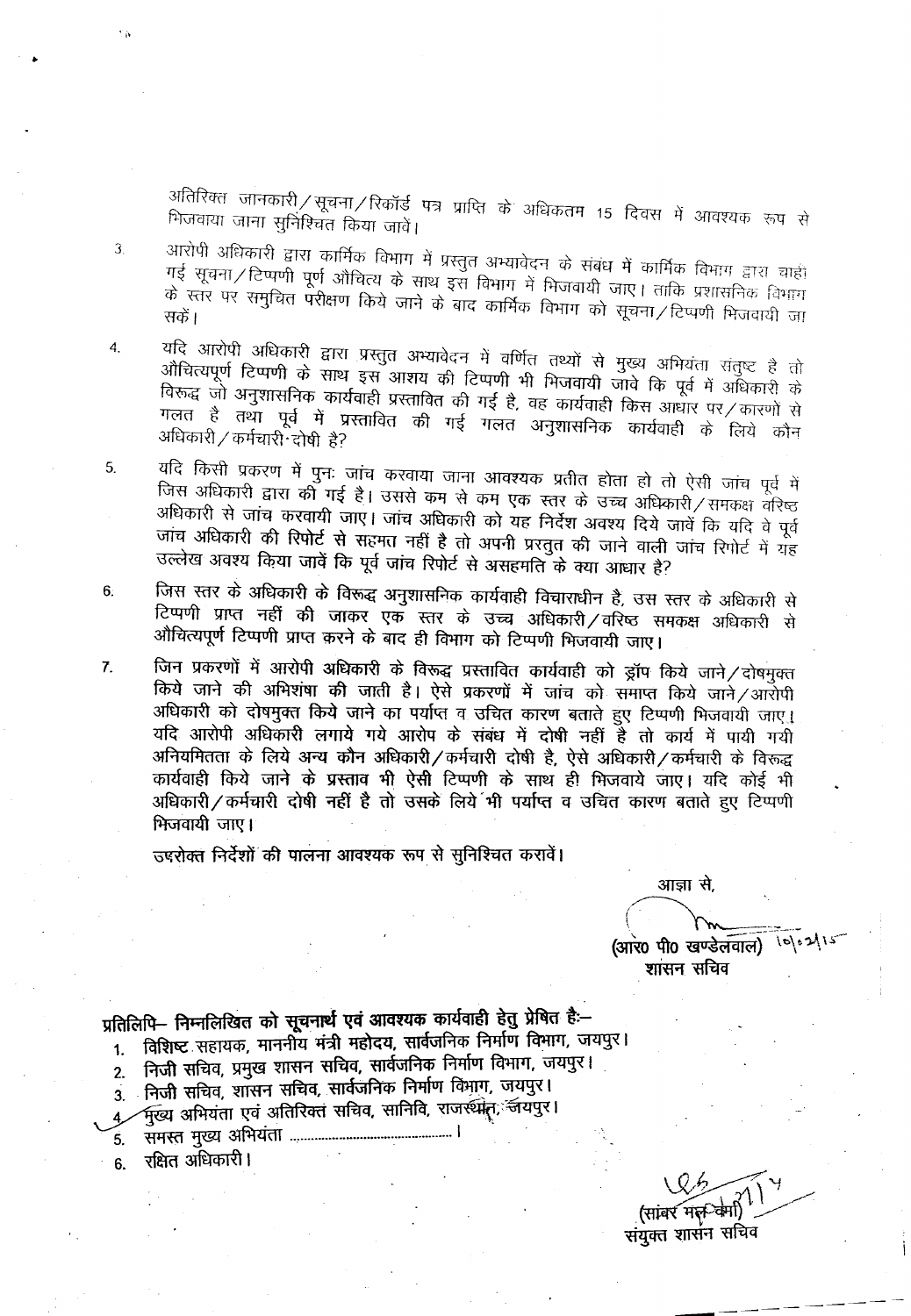अतिरिक्त जानकारी/सूचना/रिकॉर्ड पत्र प्राप्ति के अधिकतम 15 दिवस में आवश्यक रूप से भिजवाया जाना सुनिश्चित किया जावें।

3. आरोपी अधिकारी द्वारा कार्मिक विभाग में प्रस्तुत अभ्यावेदन के संबंध में कार्मिक विभाग द्वारा चाही गई सूचना/टिप्पणी पूर्ण औचित्य के साथ इस विभाग में भिजवायी जाए। ताकि प्रशासनिक विभाग के स्तर पर समुचित परीक्षण किये जाने के बाद कार्मिक विभाग को सूचना/टिप्पणी भिजवायी जा सकें।

4. यदि आरोपी अधिकारी द्वारा प्रस्तुत अभ्यावेदन में वर्णित तथ्यों से मुख्य अभियंता संतुष्ट है तो औचित्यपूर्ण टिप्पणी के साथ इस आशय की टिप्पणी भी भिजवायी जावे कि पूर्व में अधिकारी के विरूद्ध जो अनुशासनिक कार्यवाही प्रस्तावित की गई है, वह कार्यवाही किस आधार पर/कारणों से गलत है तथा पूर्व में प्रस्तावित की गई गलत अनुशासनिक कार्यवाही के लिये कौन अधिकारी/कर्मचारी दोषी है?

5. यदि किसी प्रकरण में पुनः जांच करवाया जाना आवश्यक प्रतीत होता हो तो ऐसी जांच पूर्व में जिस अधिकारी द्वारा की गई है। उससे कम से कम एक स्तर के उच्च अधिकारी/समकक्ष वरिष्ठ अधिकारी से जांच करवायी जाए। जांच अधिकारी को यह निर्देश अवश्य दिये जावें कि यदि वे पूर्व जांच अधिकारी की रिपोर्ट से सहमत नहीं है तो अपनी प्रस्तुत की जाने वाली जांच रिपोर्ट में यह उल्लेख अवश्य किया जावें कि पूर्व जांच रिपोर्ट से असहमति के क्या आधार है?

6. जिस स्तर के अधिकारी के विरूद्ध अनुशासनिक कार्यवाही विचाराधीन है, उस स्तर के अधिकारी से टिप्पणी प्राप्त नहीं की जाकर एक स्तर के उच्च अधिकारी/वरिष्ठ समकक्ष अधिकारी से औचित्यपूर्ण टिप्पणी प्राप्त करने के बाद ही विभाग को टिप्पणी भिजवायी जाए।

7. जिन प्रकरणों में आरोपी अधिकारी के विरूद्ध प्रस्तावित कार्यवाही को ड्रॉप किये जाने/दोषमुक्त किये जाने की अभिशंषा की जाती है। ऐसे प्रकरणों में जांच को समाप्त किये जाने/आरोपी अधिकारी को दोषमुक्त किये जाने का पर्याप्त व उचित कारण बताते हुए टिप्पणी भिजवायी जाए। यदि आरोपी अधिकारी लगाये गये आरोप के संबंध में दोषी नहीं है तो कार्य में पायी गयी अनियमितता के लिये अन्य कौन अधिकारी/कर्मचारी दोषी है, ऐसे अधिकारी/कर्मचारी के विरूद्ध कार्यवाही किये जाने के प्रस्ताव भी ऐसी टिप्पणी के साथ ही भिजवाये जाए। यदि कोई भी अधिकारी/कर्मचारी दोषी नहीं है तो उसके लिये भी पर्याप्त व उचित कारण बताते हुए टिप्पणी भिजवायी जाए।

उपरोक्त निर्देशों की पालना आवश्यक रूप से सुनिश्चित करावें।

आज्ञा से,

10/02/15

(आर० पी० खण्डेलवाल)
शासन सचिव

**प्रतिलिपि– निम्नलिखित को सूचनार्थ एवं आवश्यक कार्यवाही हेतु प्रेषित है:–**

1. विशिष्ट सहायक, माननीय मंत्री महोदय, सार्वजनिक निर्माण विभाग, जयपुर।
2. निजी सचिव, प्रमुख शासन सचिव, सार्वजनिक निर्माण विभाग, जयपुर।
3. निजी सचिव, शासन सचिव, सार्वजनिक निर्माण विभाग, जयपुर।
4. मुख्य अभियंता एवं अतिरिक्त सचिव, सानिवि, राजस्थान, जयपुर।
5. समस्त मुख्य अभियंता ..............................................।
6. रक्षित अधिकारी।

(सांबर मल वर्मा)
संयुक्त शासन सचिव